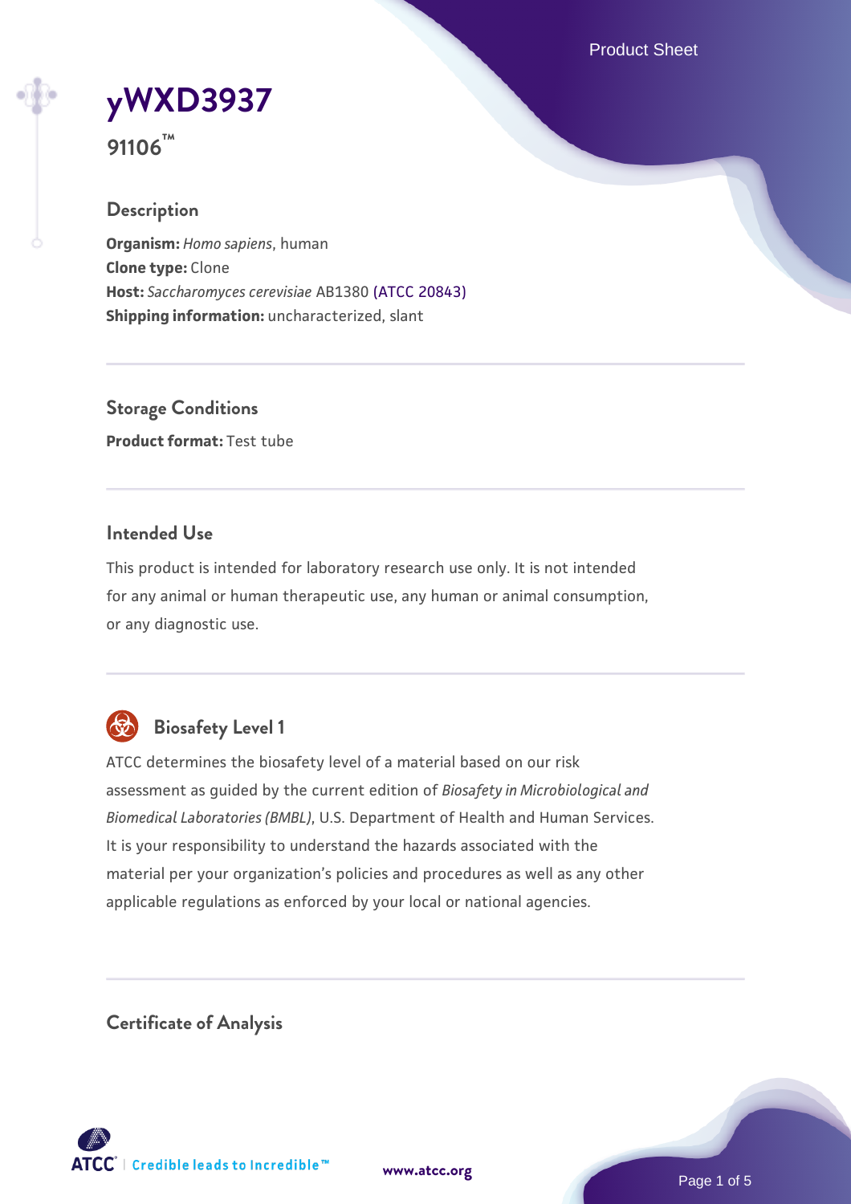# yWXD3937

**91106™**

## Description

**Organism:** *Homo sapiens*, human
**Clone type:** Clone
**Host:** *Saccharomyces cerevisiae* AB1380 (ATCC 20843)
**Shipping information:** uncharacterized, slant

## Storage Conditions

**Product format:** Test tube

## Intended Use

This product is intended for laboratory research use only. It is not intended for any animal or human therapeutic use, any human or animal consumption, or any diagnostic use.

## Biosafety Level 1

ATCC determines the biosafety level of a material based on our risk assessment as guided by the current edition of *Biosafety in Microbiological and Biomedical Laboratories (BMBL)*, U.S. Department of Health and Human Services. It is your responsibility to understand the hazards associated with the material per your organization's policies and procedures as well as any other applicable regulations as enforced by your local or national agencies.

## Certificate of Analysis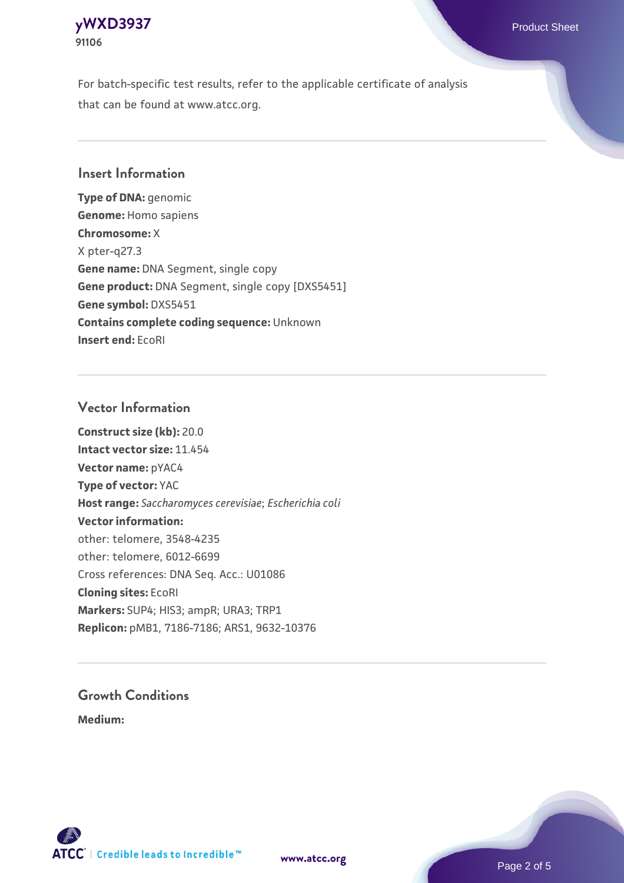For batch-specific test results, refer to the applicable certificate of analysis that can be found at www.atcc.org.

## Insert Information

**Type of DNA:** genomic
**Genome:** Homo sapiens
**Chromosome:** X
X pter-q27.3
**Gene name:** DNA Segment, single copy
**Gene product:** DNA Segment, single copy [DXS5451]
**Gene symbol:** DXS5451
**Contains complete coding sequence:** Unknown
**Insert end:** EcoRI

## Vector Information

**Construct size (kb):** 20.0
**Intact vector size:** 11.454
**Vector name:** pYAC4
**Type of vector:** YAC
**Host range:** *Saccharomyces cerevisiae*; *Escherichia coli*
**Vector information:**
other: telomere, 3548-4235
other: telomere, 6012-6699
Cross references: DNA Seq. Acc.: U01086
**Cloning sites:** EcoRI
**Markers:** SUP4; HIS3; ampR; URA3; TRP1
**Replicon:** pMB1, 7186-7186; ARS1, 9632-10376

## Growth Conditions

**Medium:**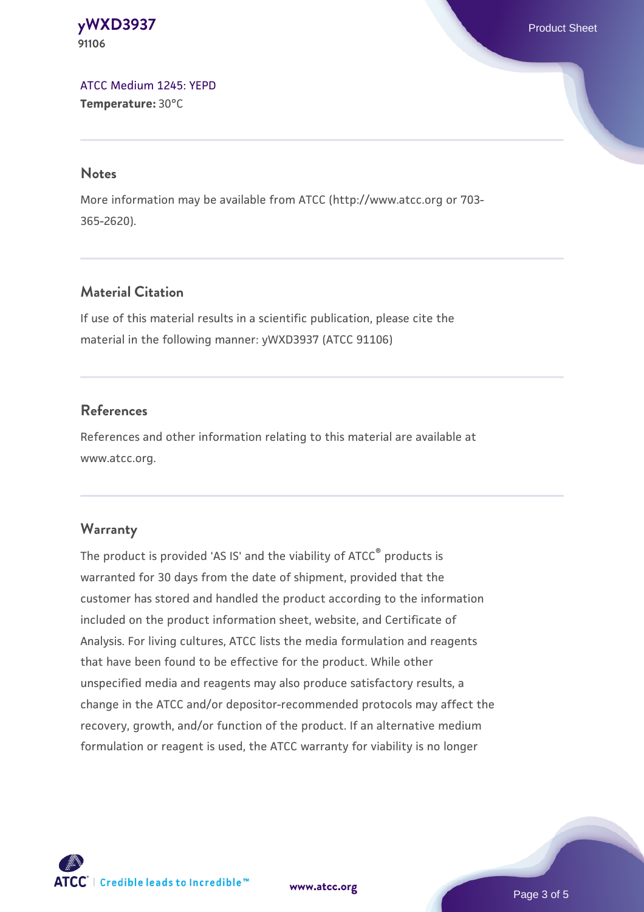[ATCC Medium 1245: YEPD](#)
**Temperature:** 30°C

## Notes

More information may be available from ATCC (http://www.atcc.org or 703-365-2620).

## Material Citation

If use of this material results in a scientific publication, please cite the material in the following manner: yWXD3937 (ATCC 91106)

## References

References and other information relating to this material are available at www.atcc.org.

## Warranty

The product is provided 'AS IS' and the viability of ATCC® products is warranted for 30 days from the date of shipment, provided that the customer has stored and handled the product according to the information included on the product information sheet, website, and Certificate of Analysis. For living cultures, ATCC lists the media formulation and reagents that have been found to be effective for the product. While other unspecified media and reagents may also produce satisfactory results, a change in the ATCC and/or depositor-recommended protocols may affect the recovery, growth, and/or function of the product. If an alternative medium formulation or reagent is used, the ATCC warranty for viability is no longer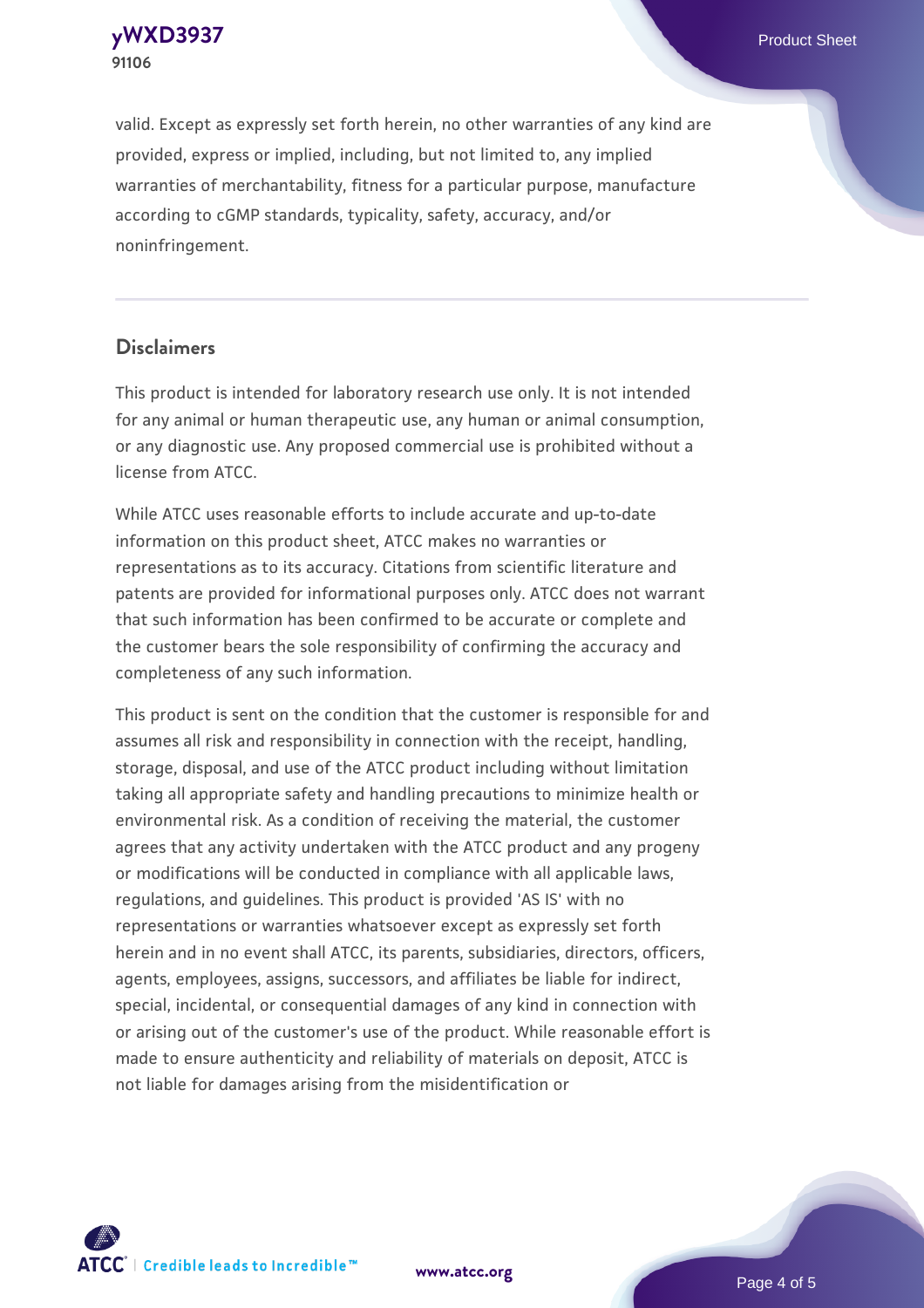valid. Except as expressly set forth herein, no other warranties of any kind are provided, express or implied, including, but not limited to, any implied warranties of merchantability, fitness for a particular purpose, manufacture according to cGMP standards, typicality, safety, accuracy, and/or noninfringement.

## Disclaimers

This product is intended for laboratory research use only. It is not intended for any animal or human therapeutic use, any human or animal consumption, or any diagnostic use. Any proposed commercial use is prohibited without a license from ATCC.

While ATCC uses reasonable efforts to include accurate and up-to-date information on this product sheet, ATCC makes no warranties or representations as to its accuracy. Citations from scientific literature and patents are provided for informational purposes only. ATCC does not warrant that such information has been confirmed to be accurate or complete and the customer bears the sole responsibility of confirming the accuracy and completeness of any such information.

This product is sent on the condition that the customer is responsible for and assumes all risk and responsibility in connection with the receipt, handling, storage, disposal, and use of the ATCC product including without limitation taking all appropriate safety and handling precautions to minimize health or environmental risk. As a condition of receiving the material, the customer agrees that any activity undertaken with the ATCC product and any progeny or modifications will be conducted in compliance with all applicable laws, regulations, and guidelines. This product is provided 'AS IS' with no representations or warranties whatsoever except as expressly set forth herein and in no event shall ATCC, its parents, subsidiaries, directors, officers, agents, employees, assigns, successors, and affiliates be liable for indirect, special, incidental, or consequential damages of any kind in connection with or arising out of the customer's use of the product. While reasonable effort is made to ensure authenticity and reliability of materials on deposit, ATCC is not liable for damages arising from the misidentification or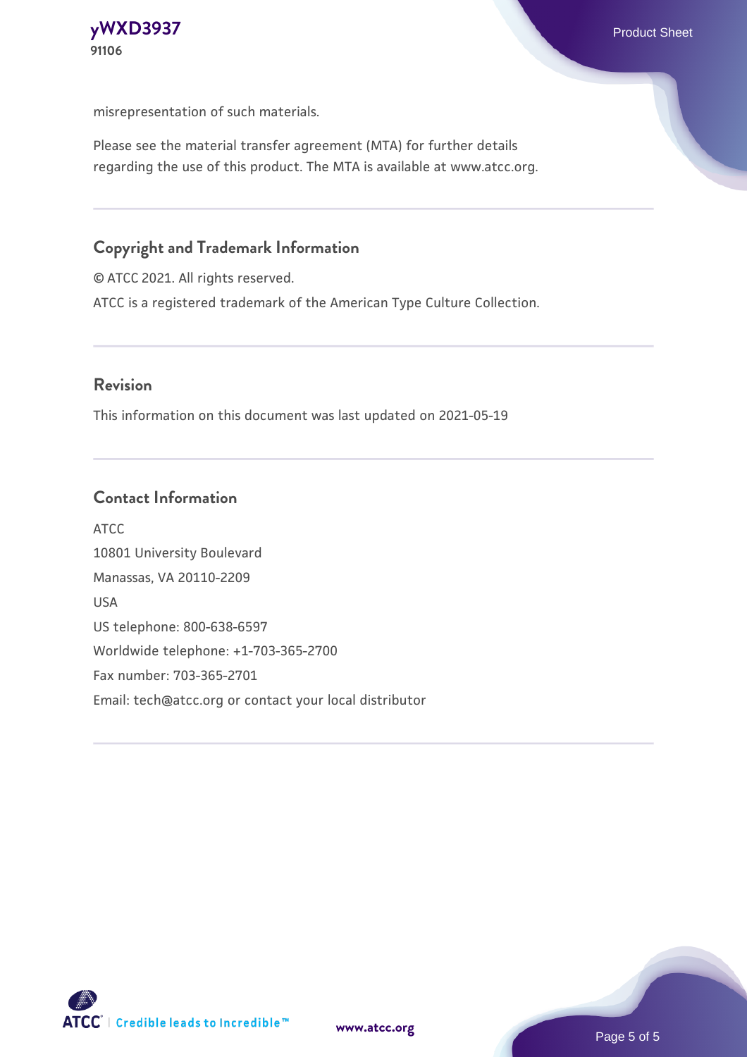misrepresentation of such materials.

Please see the material transfer agreement (MTA) for further details regarding the use of this product. The MTA is available at www.atcc.org.

## Copyright and Trademark Information

© ATCC 2021. All rights reserved.

ATCC is a registered trademark of the American Type Culture Collection.

## Revision

This information on this document was last updated on 2021-05-19

## Contact Information

ATCC
10801 University Boulevard
Manassas, VA 20110-2209
USA
US telephone: 800-638-6597
Worldwide telephone: +1-703-365-2700
Fax number: 703-365-2701
Email: tech@atcc.org or contact your local distributor